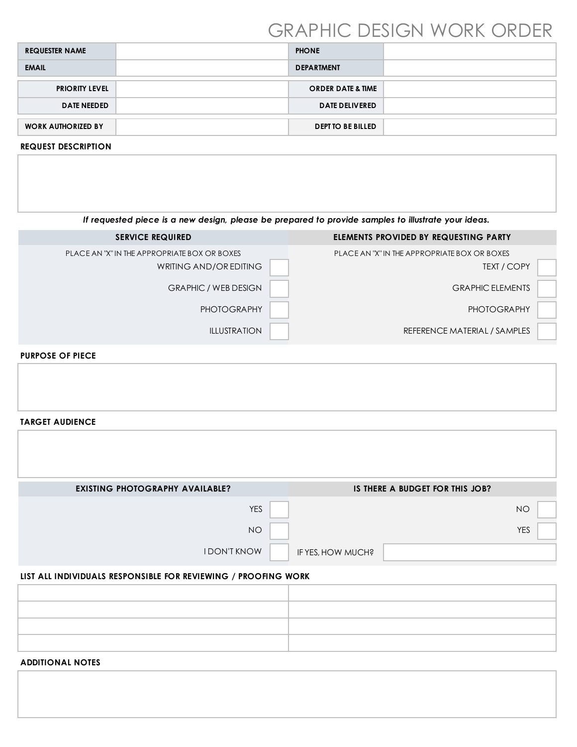# GRAPHIC DESIGN WORK ORDER

| | | | |
|---|---|---|---|
| **REQUESTER NAME** | | **PHONE** | |
| **EMAIL** | | **DEPARTMENT** | |

| | | | |
|---|---|---|---|
| **PRIORITY LEVEL** | | **ORDER DATE & TIME** | |
| **DATE NEEDED** | | **DATE DELIVERED** | |

| | | | |
|---|---|---|---|
| **WORK AUTHORIZED BY** | | **DEPT TO BE BILLED** | |

**REQUEST DESCRIPTION**

| |
|---|
| |

***If requested piece is a new design, please be prepared to provide samples to illustrate your ideas.***

| SERVICE REQUIRED | | ELEMENTS PROVIDED BY REQUESTING PARTY | |
|---|---|---|---|
| PLACE AN "X" IN THE APPROPRIATE BOX OR BOXES | | PLACE AN "X" IN THE APPROPRIATE BOX OR BOXES | |
| WRITING AND/OR EDITING | | TEXT / COPY | |
| GRAPHIC / WEB DESIGN | | GRAPHIC ELEMENTS | |
| PHOTOGRAPHY | | PHOTOGRAPHY | |
| ILLUSTRATION | | REFERENCE MATERIAL / SAMPLES | |

**PURPOSE OF PIECE**

| |
|---|
| |

**TARGET AUDIENCE**

| |
|---|
| |

| EXISTING PHOTOGRAPHY AVAILABLE? | | IS THERE A BUDGET FOR THIS JOB? | |
|---|---|---|---|
| YES | | NO | |
| NO | | YES | |
| I DON'T KNOW | | IF YES, HOW MUCH? | |

**LIST ALL INDIVIDUALS RESPONSIBLE FOR REVIEWING / PROOFING WORK**

| | |
|---|---|
| | |
| | |
| | |
| | |

**ADDITIONAL NOTES**

| |
|---|
| |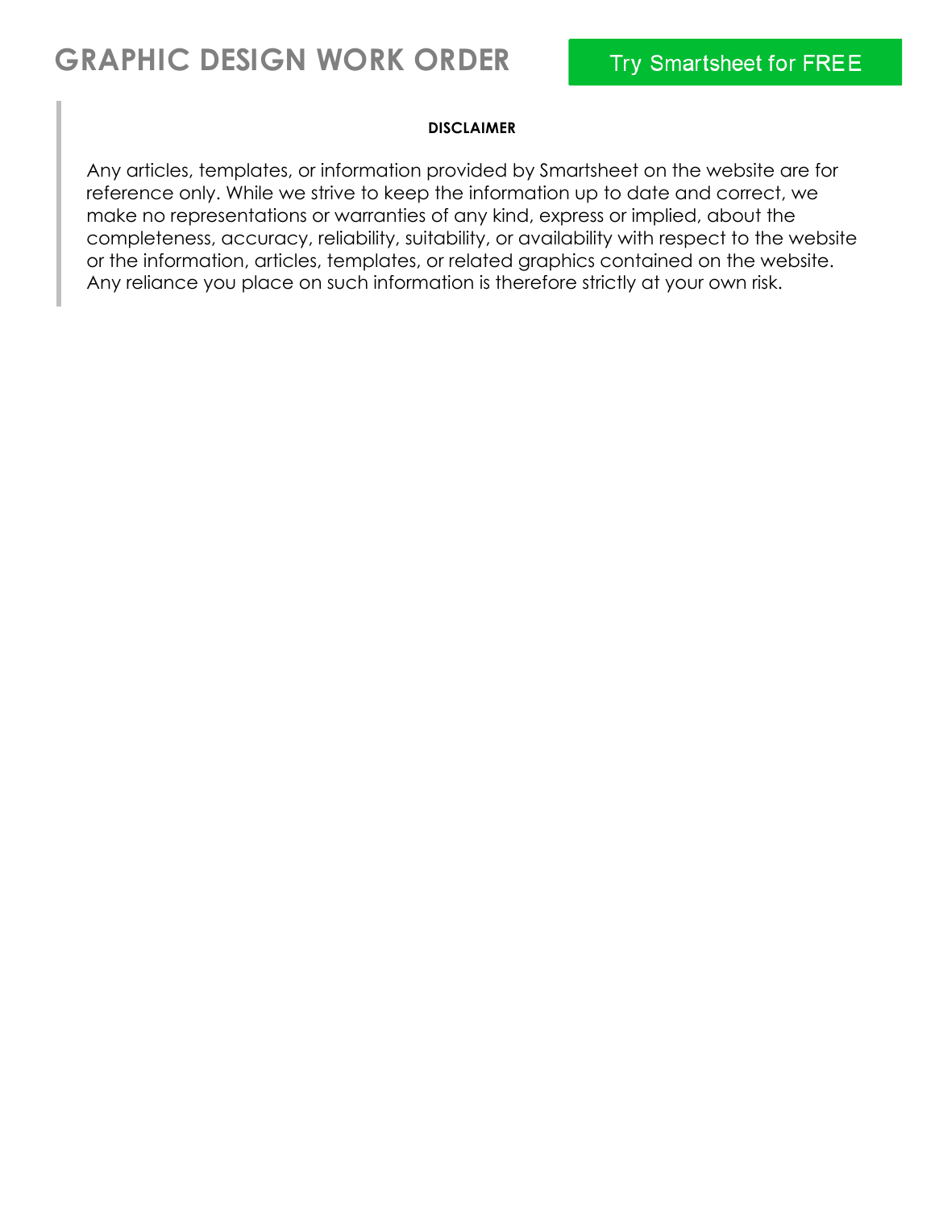# GRAPHIC DESIGN WORK ORDER

Try Smartsheet for FREE

**DISCLAIMER**

Any articles, templates, or information provided by Smartsheet on the website are for reference only. While we strive to keep the information up to date and correct, we make no representations or warranties of any kind, express or implied, about the completeness, accuracy, reliability, suitability, or availability with respect to the website or the information, articles, templates, or related graphics contained on the website. Any reliance you place on such information is therefore strictly at your own risk.